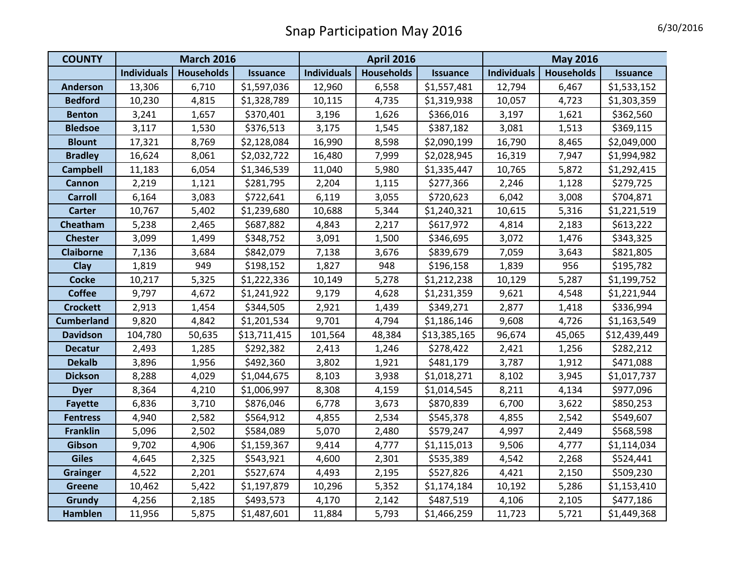# Snap Participation May 2016

6/30/2016

| COUNTY | March 2016 | | | April 2016 | | | May 2016 | | |
|---|---|---|---|---|---|---|---|---|---|
| | Individuals | Households | Issuance | Individuals | Households | Issuance | Individuals | Households | Issuance |
| Anderson | 13,306 | 6,710 | $1,597,036 | 12,960 | 6,558 | $1,557,481 | 12,794 | 6,467 | $1,533,152 |
| Bedford | 10,230 | 4,815 | $1,328,789 | 10,115 | 4,735 | $1,319,938 | 10,057 | 4,723 | $1,303,359 |
| Benton | 3,241 | 1,657 | $370,401 | 3,196 | 1,626 | $366,016 | 3,197 | 1,621 | $362,560 |
| Bledsoe | 3,117 | 1,530 | $376,513 | 3,175 | 1,545 | $387,182 | 3,081 | 1,513 | $369,115 |
| Blount | 17,321 | 8,769 | $2,128,084 | 16,990 | 8,598 | $2,090,199 | 16,790 | 8,465 | $2,049,000 |
| Bradley | 16,624 | 8,061 | $2,032,722 | 16,480 | 7,999 | $2,028,945 | 16,319 | 7,947 | $1,994,982 |
| Campbell | 11,183 | 6,054 | $1,346,539 | 11,040 | 5,980 | $1,335,447 | 10,765 | 5,872 | $1,292,415 |
| Cannon | 2,219 | 1,121 | $281,795 | 2,204 | 1,115 | $277,366 | 2,246 | 1,128 | $279,725 |
| Carroll | 6,164 | 3,083 | $722,641 | 6,119 | 3,055 | $720,623 | 6,042 | 3,008 | $704,871 |
| Carter | 10,767 | 5,402 | $1,239,680 | 10,688 | 5,344 | $1,240,321 | 10,615 | 5,316 | $1,221,519 |
| Cheatham | 5,238 | 2,465 | $687,882 | 4,843 | 2,217 | $617,972 | 4,814 | 2,183 | $613,222 |
| Chester | 3,099 | 1,499 | $348,752 | 3,091 | 1,500 | $346,695 | 3,072 | 1,476 | $343,325 |
| Claiborne | 7,136 | 3,684 | $842,079 | 7,138 | 3,676 | $839,679 | 7,059 | 3,643 | $821,805 |
| Clay | 1,819 | 949 | $198,152 | 1,827 | 948 | $196,158 | 1,839 | 956 | $195,782 |
| Cocke | 10,217 | 5,325 | $1,222,336 | 10,149 | 5,278 | $1,212,238 | 10,129 | 5,287 | $1,199,752 |
| Coffee | 9,797 | 4,672 | $1,241,922 | 9,179 | 4,628 | $1,231,359 | 9,621 | 4,548 | $1,221,944 |
| Crockett | 2,913 | 1,454 | $344,505 | 2,921 | 1,439 | $349,271 | 2,877 | 1,418 | $336,994 |
| Cumberland | 9,820 | 4,842 | $1,201,534 | 9,701 | 4,794 | $1,186,146 | 9,608 | 4,726 | $1,163,549 |
| Davidson | 104,780 | 50,635 | $13,711,415 | 101,564 | 48,384 | $13,385,165 | 96,674 | 45,065 | $12,439,449 |
| Decatur | 2,493 | 1,285 | $292,382 | 2,413 | 1,246 | $278,422 | 2,421 | 1,256 | $282,212 |
| Dekalb | 3,896 | 1,956 | $492,360 | 3,802 | 1,921 | $481,179 | 3,787 | 1,912 | $471,088 |
| Dickson | 8,288 | 4,029 | $1,044,675 | 8,103 | 3,938 | $1,018,271 | 8,102 | 3,945 | $1,017,737 |
| Dyer | 8,364 | 4,210 | $1,006,997 | 8,308 | 4,159 | $1,014,545 | 8,211 | 4,134 | $977,096 |
| Fayette | 6,836 | 3,710 | $876,046 | 6,778 | 3,673 | $870,839 | 6,700 | 3,622 | $850,253 |
| Fentress | 4,940 | 2,582 | $564,912 | 4,855 | 2,534 | $545,378 | 4,855 | 2,542 | $549,607 |
| Franklin | 5,096 | 2,502 | $584,089 | 5,070 | 2,480 | $579,247 | 4,997 | 2,449 | $568,598 |
| Gibson | 9,702 | 4,906 | $1,159,367 | 9,414 | 4,777 | $1,115,013 | 9,506 | 4,777 | $1,114,034 |
| Giles | 4,645 | 2,325 | $543,921 | 4,600 | 2,301 | $535,389 | 4,542 | 2,268 | $524,441 |
| Grainger | 4,522 | 2,201 | $527,674 | 4,493 | 2,195 | $527,826 | 4,421 | 2,150 | $509,230 |
| Greene | 10,462 | 5,422 | $1,197,879 | 10,296 | 5,352 | $1,174,184 | 10,192 | 5,286 | $1,153,410 |
| Grundy | 4,256 | 2,185 | $493,573 | 4,170 | 2,142 | $487,519 | 4,106 | 2,105 | $477,186 |
| Hamblen | 11,956 | 5,875 | $1,487,601 | 11,884 | 5,793 | $1,466,259 | 11,723 | 5,721 | $1,449,368 |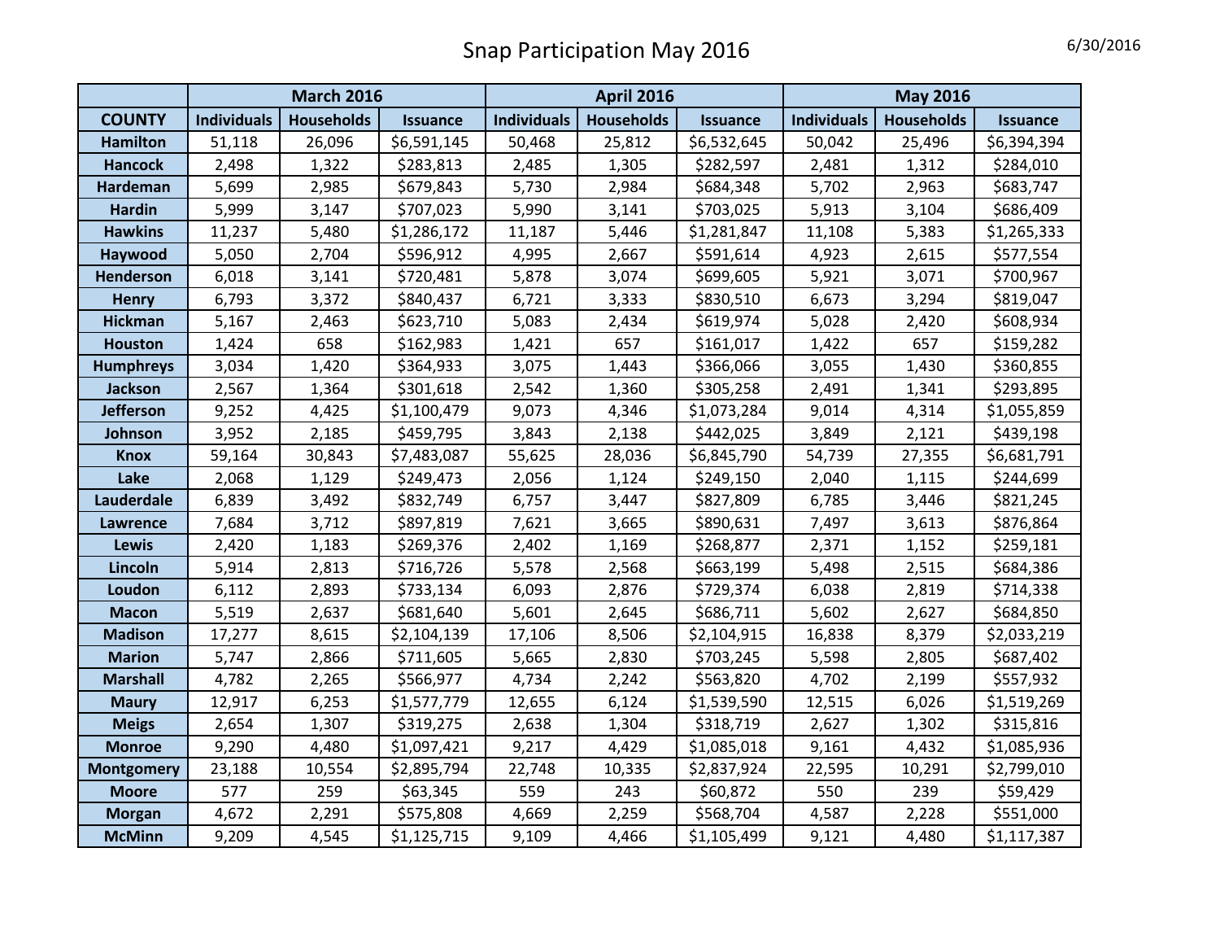# Snap Participation May 2016

6/30/2016

| | March 2016 | | | April 2016 | | | May 2016 | | |
|---|---|---|---|---|---|---|---|---|---|
| COUNTY | Individuals | Households | Issuance | Individuals | Households | Issuance | Individuals | Households | Issuance |
| Hamilton | 51,118 | 26,096 | $6,591,145 | 50,468 | 25,812 | $6,532,645 | 50,042 | 25,496 | $6,394,394 |
| Hancock | 2,498 | 1,322 | $283,813 | 2,485 | 1,305 | $282,597 | 2,481 | 1,312 | $284,010 |
| Hardeman | 5,699 | 2,985 | $679,843 | 5,730 | 2,984 | $684,348 | 5,702 | 2,963 | $683,747 |
| Hardin | 5,999 | 3,147 | $707,023 | 5,990 | 3,141 | $703,025 | 5,913 | 3,104 | $686,409 |
| Hawkins | 11,237 | 5,480 | $1,286,172 | 11,187 | 5,446 | $1,281,847 | 11,108 | 5,383 | $1,265,333 |
| Haywood | 5,050 | 2,704 | $596,912 | 4,995 | 2,667 | $591,614 | 4,923 | 2,615 | $577,554 |
| Henderson | 6,018 | 3,141 | $720,481 | 5,878 | 3,074 | $699,605 | 5,921 | 3,071 | $700,967 |
| Henry | 6,793 | 3,372 | $840,437 | 6,721 | 3,333 | $830,510 | 6,673 | 3,294 | $819,047 |
| Hickman | 5,167 | 2,463 | $623,710 | 5,083 | 2,434 | $619,974 | 5,028 | 2,420 | $608,934 |
| Houston | 1,424 | 658 | $162,983 | 1,421 | 657 | $161,017 | 1,422 | 657 | $159,282 |
| Humphreys | 3,034 | 1,420 | $364,933 | 3,075 | 1,443 | $366,066 | 3,055 | 1,430 | $360,855 |
| Jackson | 2,567 | 1,364 | $301,618 | 2,542 | 1,360 | $305,258 | 2,491 | 1,341 | $293,895 |
| Jefferson | 9,252 | 4,425 | $1,100,479 | 9,073 | 4,346 | $1,073,284 | 9,014 | 4,314 | $1,055,859 |
| Johnson | 3,952 | 2,185 | $459,795 | 3,843 | 2,138 | $442,025 | 3,849 | 2,121 | $439,198 |
| Knox | 59,164 | 30,843 | $7,483,087 | 55,625 | 28,036 | $6,845,790 | 54,739 | 27,355 | $6,681,791 |
| Lake | 2,068 | 1,129 | $249,473 | 2,056 | 1,124 | $249,150 | 2,040 | 1,115 | $244,699 |
| Lauderdale | 6,839 | 3,492 | $832,749 | 6,757 | 3,447 | $827,809 | 6,785 | 3,446 | $821,245 |
| Lawrence | 7,684 | 3,712 | $897,819 | 7,621 | 3,665 | $890,631 | 7,497 | 3,613 | $876,864 |
| Lewis | 2,420 | 1,183 | $269,376 | 2,402 | 1,169 | $268,877 | 2,371 | 1,152 | $259,181 |
| Lincoln | 5,914 | 2,813 | $716,726 | 5,578 | 2,568 | $663,199 | 5,498 | 2,515 | $684,386 |
| Loudon | 6,112 | 2,893 | $733,134 | 6,093 | 2,876 | $729,374 | 6,038 | 2,819 | $714,338 |
| Macon | 5,519 | 2,637 | $681,640 | 5,601 | 2,645 | $686,711 | 5,602 | 2,627 | $684,850 |
| Madison | 17,277 | 8,615 | $2,104,139 | 17,106 | 8,506 | $2,104,915 | 16,838 | 8,379 | $2,033,219 |
| Marion | 5,747 | 2,866 | $711,605 | 5,665 | 2,830 | $703,245 | 5,598 | 2,805 | $687,402 |
| Marshall | 4,782 | 2,265 | $566,977 | 4,734 | 2,242 | $563,820 | 4,702 | 2,199 | $557,932 |
| Maury | 12,917 | 6,253 | $1,577,779 | 12,655 | 6,124 | $1,539,590 | 12,515 | 6,026 | $1,519,269 |
| Meigs | 2,654 | 1,307 | $319,275 | 2,638 | 1,304 | $318,719 | 2,627 | 1,302 | $315,816 |
| Monroe | 9,290 | 4,480 | $1,097,421 | 9,217 | 4,429 | $1,085,018 | 9,161 | 4,432 | $1,085,936 |
| Montgomery | 23,188 | 10,554 | $2,895,794 | 22,748 | 10,335 | $2,837,924 | 22,595 | 10,291 | $2,799,010 |
| Moore | 577 | 259 | $63,345 | 559 | 243 | $60,872 | 550 | 239 | $59,429 |
| Morgan | 4,672 | 2,291 | $575,808 | 4,669 | 2,259 | $568,704 | 4,587 | 2,228 | $551,000 |
| McMinn | 9,209 | 4,545 | $1,125,715 | 9,109 | 4,466 | $1,105,499 | 9,121 | 4,480 | $1,117,387 |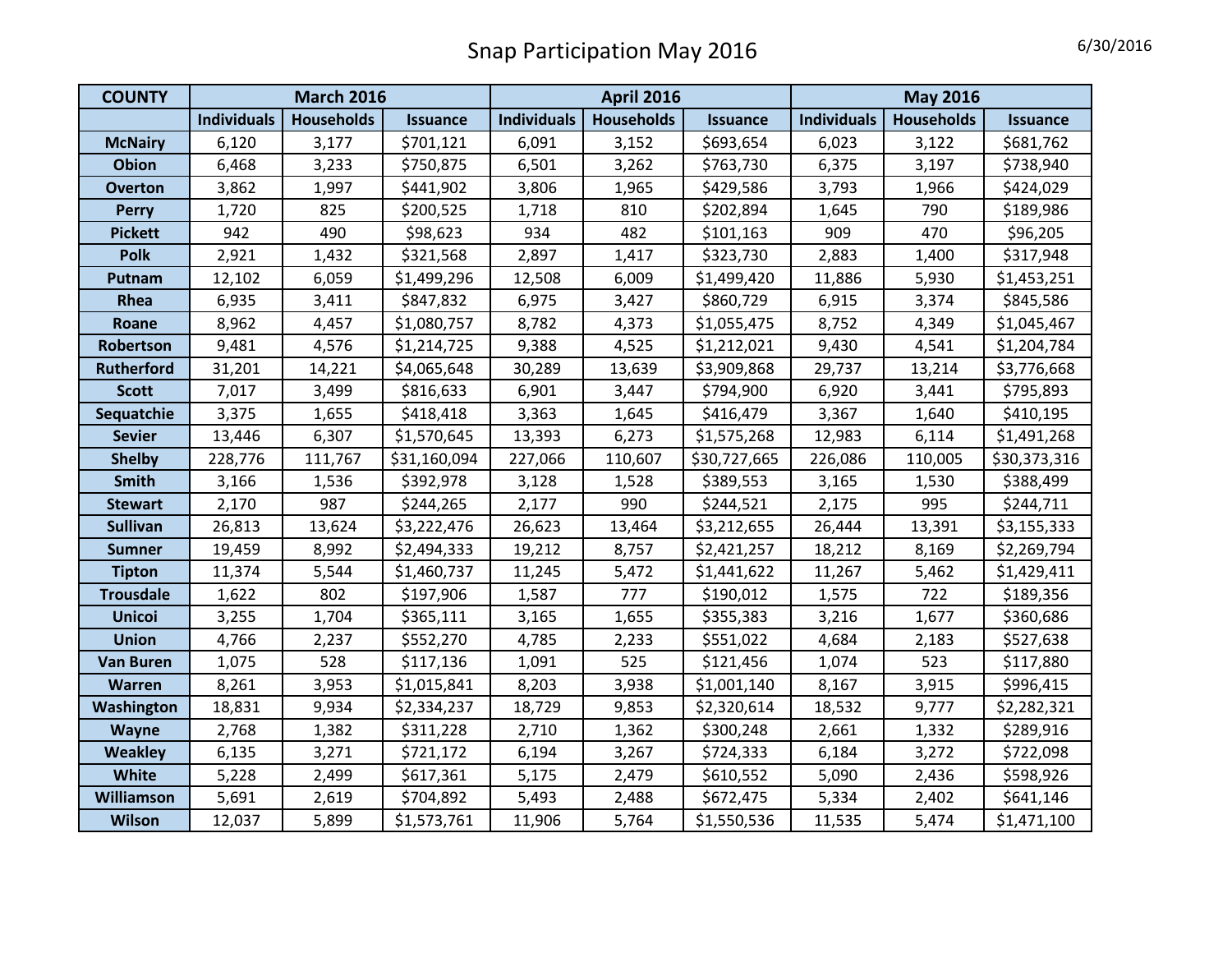# Snap Participation May 2016

6/30/2016

| COUNTY | March 2016 | | | April 2016 | | | May 2016 | | |
|---|---|---|---|---|---|---|---|---|---|
| | Individuals | Households | Issuance | Individuals | Households | Issuance | Individuals | Households | Issuance |
| **McNairy** | 6,120 | 3,177 | $701,121 | 6,091 | 3,152 | $693,654 | 6,023 | 3,122 | $681,762 |
| **Obion** | 6,468 | 3,233 | $750,875 | 6,501 | 3,262 | $763,730 | 6,375 | 3,197 | $738,940 |
| **Overton** | 3,862 | 1,997 | $441,902 | 3,806 | 1,965 | $429,586 | 3,793 | 1,966 | $424,029 |
| **Perry** | 1,720 | 825 | $200,525 | 1,718 | 810 | $202,894 | 1,645 | 790 | $189,986 |
| **Pickett** | 942 | 490 | $98,623 | 934 | 482 | $101,163 | 909 | 470 | $96,205 |
| **Polk** | 2,921 | 1,432 | $321,568 | 2,897 | 1,417 | $323,730 | 2,883 | 1,400 | $317,948 |
| **Putnam** | 12,102 | 6,059 | $1,499,296 | 12,508 | 6,009 | $1,499,420 | 11,886 | 5,930 | $1,453,251 |
| **Rhea** | 6,935 | 3,411 | $847,832 | 6,975 | 3,427 | $860,729 | 6,915 | 3,374 | $845,586 |
| **Roane** | 8,962 | 4,457 | $1,080,757 | 8,782 | 4,373 | $1,055,475 | 8,752 | 4,349 | $1,045,467 |
| **Robertson** | 9,481 | 4,576 | $1,214,725 | 9,388 | 4,525 | $1,212,021 | 9,430 | 4,541 | $1,204,784 |
| **Rutherford** | 31,201 | 14,221 | $4,065,648 | 30,289 | 13,639 | $3,909,868 | 29,737 | 13,214 | $3,776,668 |
| **Scott** | 7,017 | 3,499 | $816,633 | 6,901 | 3,447 | $794,900 | 6,920 | 3,441 | $795,893 |
| **Sequatchie** | 3,375 | 1,655 | $418,418 | 3,363 | 1,645 | $416,479 | 3,367 | 1,640 | $410,195 |
| **Sevier** | 13,446 | 6,307 | $1,570,645 | 13,393 | 6,273 | $1,575,268 | 12,983 | 6,114 | $1,491,268 |
| **Shelby** | 228,776 | 111,767 | $31,160,094 | 227,066 | 110,607 | $30,727,665 | 226,086 | 110,005 | $30,373,316 |
| **Smith** | 3,166 | 1,536 | $392,978 | 3,128 | 1,528 | $389,553 | 3,165 | 1,530 | $388,499 |
| **Stewart** | 2,170 | 987 | $244,265 | 2,177 | 990 | $244,521 | 2,175 | 995 | $244,711 |
| **Sullivan** | 26,813 | 13,624 | $3,222,476 | 26,623 | 13,464 | $3,212,655 | 26,444 | 13,391 | $3,155,333 |
| **Sumner** | 19,459 | 8,992 | $2,494,333 | 19,212 | 8,757 | $2,421,257 | 18,212 | 8,169 | $2,269,794 |
| **Tipton** | 11,374 | 5,544 | $1,460,737 | 11,245 | 5,472 | $1,441,622 | 11,267 | 5,462 | $1,429,411 |
| **Trousdale** | 1,622 | 802 | $197,906 | 1,587 | 777 | $190,012 | 1,575 | 722 | $189,356 |
| **Unicoi** | 3,255 | 1,704 | $365,111 | 3,165 | 1,655 | $355,383 | 3,216 | 1,677 | $360,686 |
| **Union** | 4,766 | 2,237 | $552,270 | 4,785 | 2,233 | $551,022 | 4,684 | 2,183 | $527,638 |
| **Van Buren** | 1,075 | 528 | $117,136 | 1,091 | 525 | $121,456 | 1,074 | 523 | $117,880 |
| **Warren** | 8,261 | 3,953 | $1,015,841 | 8,203 | 3,938 | $1,001,140 | 8,167 | 3,915 | $996,415 |
| **Washington** | 18,831 | 9,934 | $2,334,237 | 18,729 | 9,853 | $2,320,614 | 18,532 | 9,777 | $2,282,321 |
| **Wayne** | 2,768 | 1,382 | $311,228 | 2,710 | 1,362 | $300,248 | 2,661 | 1,332 | $289,916 |
| **Weakley** | 6,135 | 3,271 | $721,172 | 6,194 | 3,267 | $724,333 | 6,184 | 3,272 | $722,098 |
| **White** | 5,228 | 2,499 | $617,361 | 5,175 | 2,479 | $610,552 | 5,090 | 2,436 | $598,926 |
| **Williamson** | 5,691 | 2,619 | $704,892 | 5,493 | 2,488 | $672,475 | 5,334 | 2,402 | $641,146 |
| **Wilson** | 12,037 | 5,899 | $1,573,761 | 11,906 | 5,764 | $1,550,536 | 11,535 | 5,474 | $1,471,100 |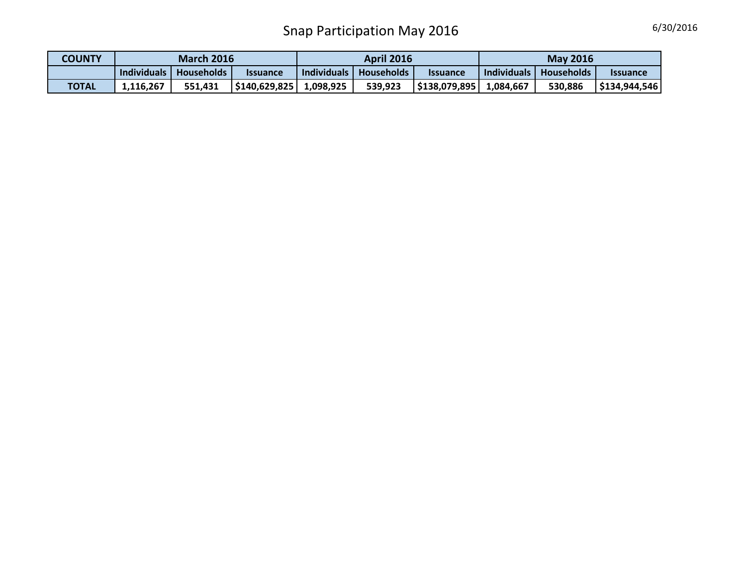# Snap Participation May 2016

6/30/2016

| COUNTY | March 2016 | | | April 2016 | | | May 2016 | | |
|---|---|---|---|---|---|---|---|---|---|
| | Individuals | Households | Issuance | Individuals | Households | Issuance | Individuals | Households | Issuance |
| TOTAL | 1,116,267 | 551,431 | $140,629,825 | 1,098,925 | 539,923 | $138,079,895 | 1,084,667 | 530,886 | $134,944,546 |